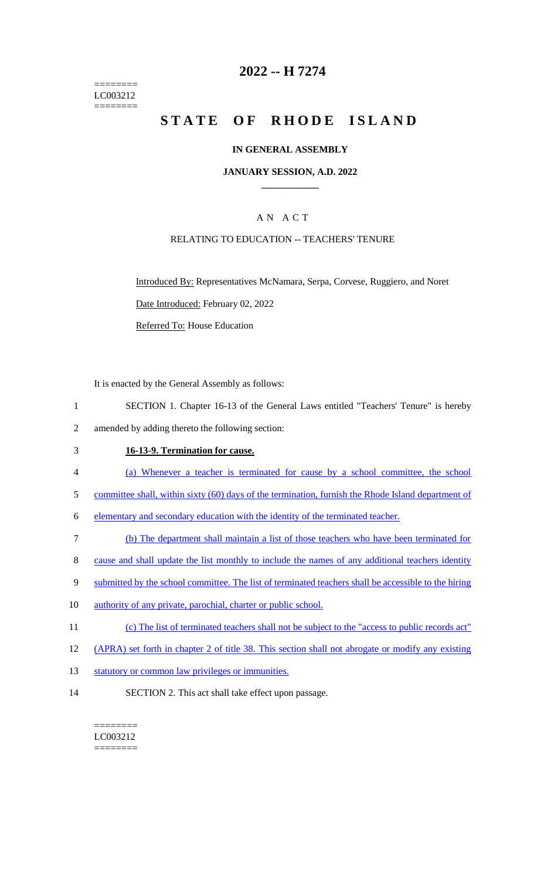========
LC003212
========

# 2022 -- H 7274

# STATE OF RHODE ISLAND

## IN GENERAL ASSEMBLY

### JANUARY SESSION, A.D. 2022

## A N A C T

### RELATING TO EDUCATION -- TEACHERS' TENURE

Introduced By: Representatives McNamara, Serpa, Corvese, Ruggiero, and Noret

Date Introduced: February 02, 2022

Referred To: House Education

It is enacted by the General Assembly as follows:

1 SECTION 1. Chapter 16-13 of the General Laws entitled "Teachers' Tenure" is hereby
2 amended by adding thereto the following section:

3 **16-13-9. Termination for cause.**

4 (a) Whenever a teacher is terminated for cause by a school committee, the school
5 committee shall, within sixty (60) days of the termination, furnish the Rhode Island department of
6 elementary and secondary education with the identity of the terminated teacher.

7 (b) The department shall maintain a list of those teachers who have been terminated for
8 cause and shall update the list monthly to include the names of any additional teachers identity
9 submitted by the school committee. The list of terminated teachers shall be accessible to the hiring
10 authority of any private, parochial, charter or public school.

11 (c) The list of terminated teachers shall not be subject to the "access to public records act"
12 (APRA) set forth in chapter 2 of title 38. This section shall not abrogate or modify any existing
13 statutory or common law privileges or immunities.

14 SECTION 2. This act shall take effect upon passage.

========
LC003212
========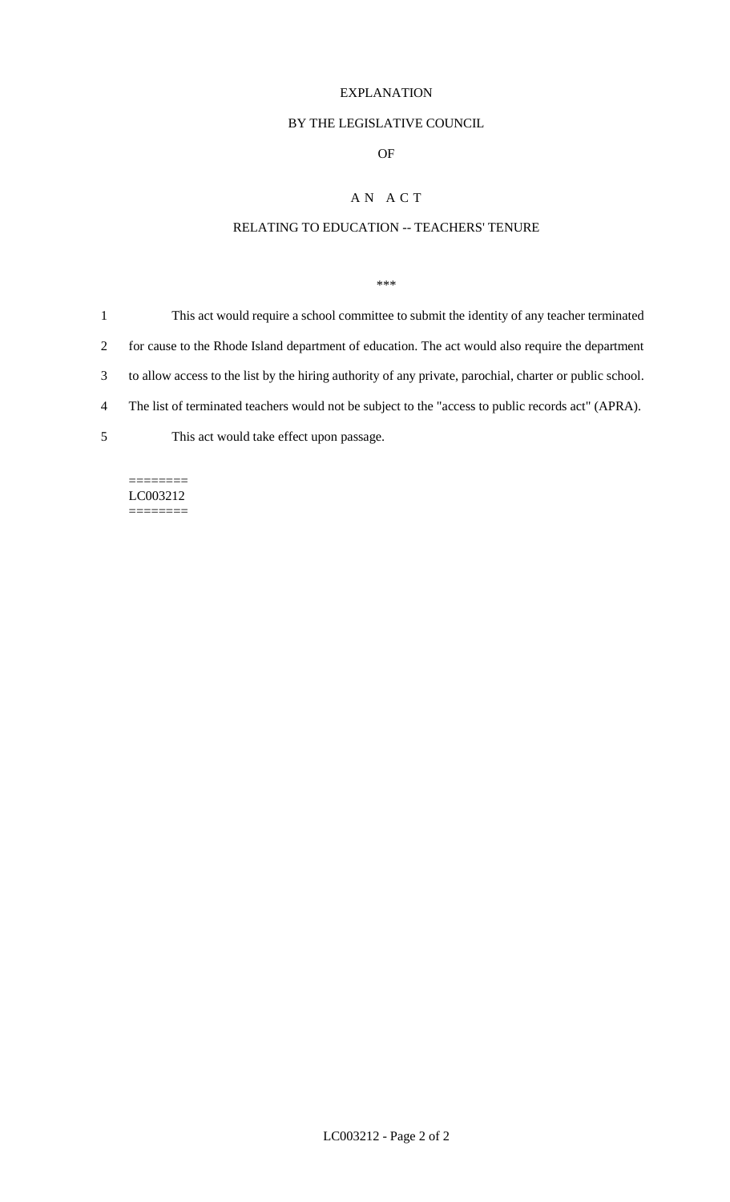EXPLANATION

BY THE LEGISLATIVE COUNCIL

OF

# A N A C T

RELATING TO EDUCATION -- TEACHERS' TENURE

\*\*\*

This act would require a school committee to submit the identity of any teacher terminated for cause to the Rhode Island department of education. The act would also require the department to allow access to the list by the hiring authority of any private, parochial, charter or public school. The list of terminated teachers would not be subject to the "access to public records act" (APRA).

This act would take effect upon passage.

========
LC003212
========